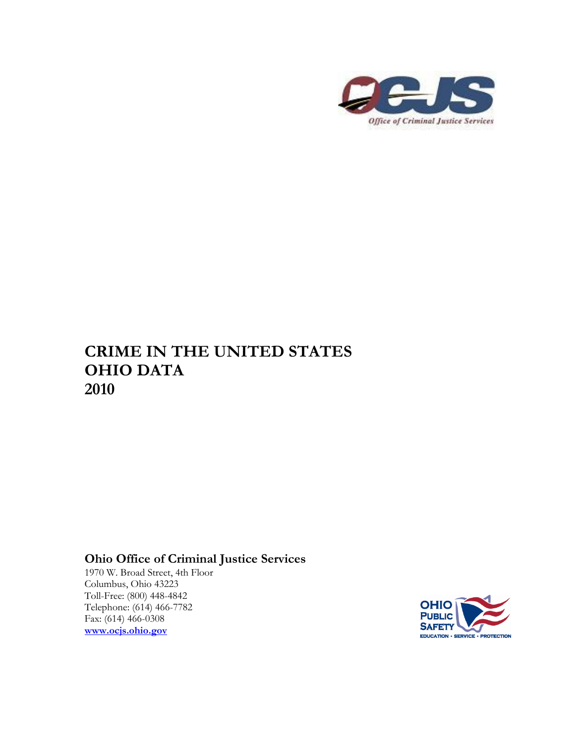# CRIME IN THE UNITED STATES
# OHIO DATA
# 2010

**Ohio Office of Criminal Justice Services**

1970 W. Broad Street, 4th Floor
Columbus, Ohio 43223
Toll-Free: (800) 448-4842
Telephone: (614) 466-7782
Fax: (614) 466-0308
**www.ocjs.ohio.gov**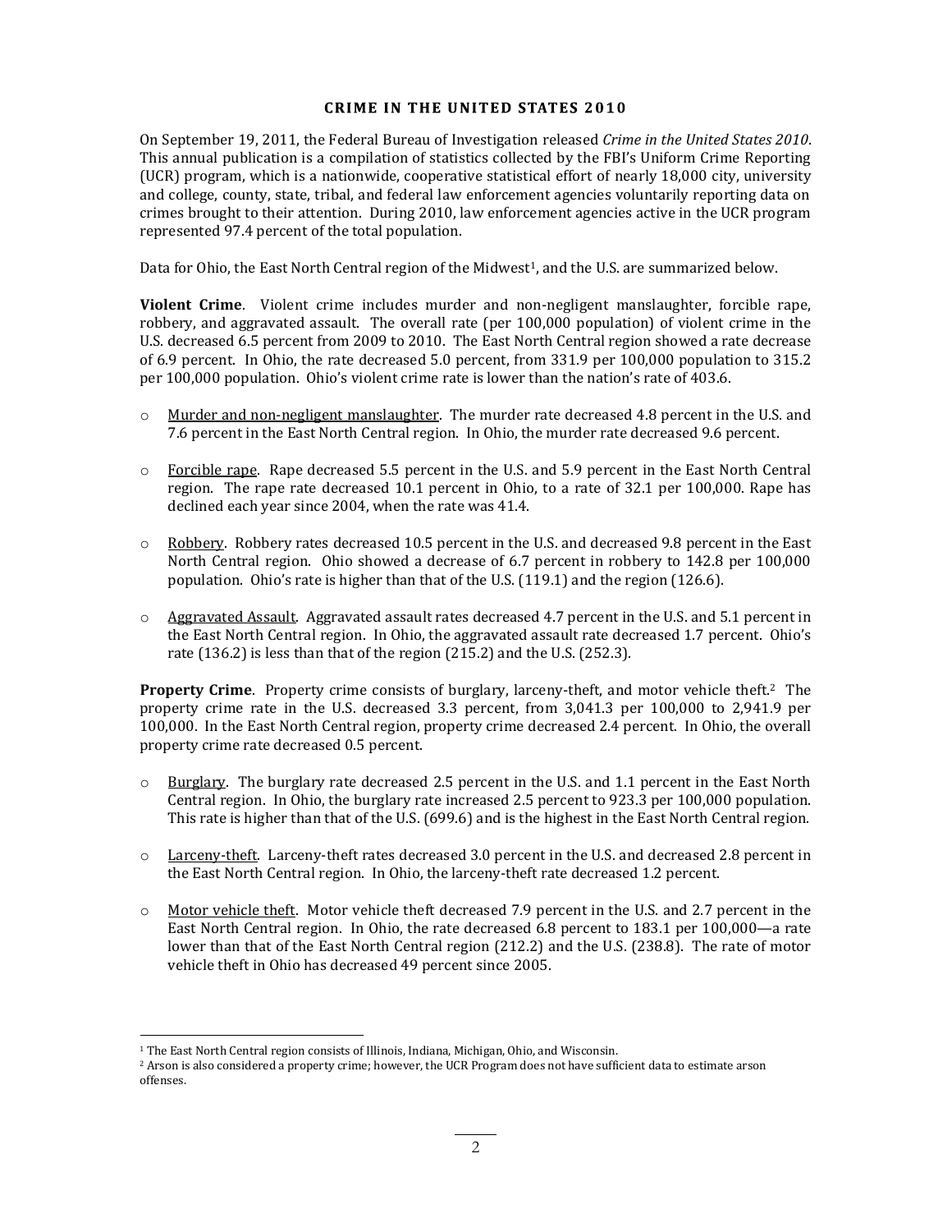## CRIME IN THE UNITED STATES 2010

On September 19, 2011, the Federal Bureau of Investigation released *Crime in the United States 2010*. This annual publication is a compilation of statistics collected by the FBI's Uniform Crime Reporting (UCR) program, which is a nationwide, cooperative statistical effort of nearly 18,000 city, university and college, county, state, tribal, and federal law enforcement agencies voluntarily reporting data on crimes brought to their attention. During 2010, law enforcement agencies active in the UCR program represented 97.4 percent of the total population.

Data for Ohio, the East North Central region of the Midwest[1], and the U.S. are summarized below.

**Violent Crime**. Violent crime includes murder and non-negligent manslaughter, forcible rape, robbery, and aggravated assault. The overall rate (per 100,000 population) of violent crime in the U.S. decreased 6.5 percent from 2009 to 2010. The East North Central region showed a rate decrease of 6.9 percent. In Ohio, the rate decreased 5.0 percent, from 331.9 per 100,000 population to 315.2 per 100,000 population. Ohio's violent crime rate is lower than the nation's rate of 403.6.

- Murder and non-negligent manslaughter. The murder rate decreased 4.8 percent in the U.S. and 7.6 percent in the East North Central region. In Ohio, the murder rate decreased 9.6 percent.

- Forcible rape. Rape decreased 5.5 percent in the U.S. and 5.9 percent in the East North Central region. The rape rate decreased 10.1 percent in Ohio, to a rate of 32.1 per 100,000. Rape has declined each year since 2004, when the rate was 41.4.

- Robbery. Robbery rates decreased 10.5 percent in the U.S. and decreased 9.8 percent in the East North Central region. Ohio showed a decrease of 6.7 percent in robbery to 142.8 per 100,000 population. Ohio's rate is higher than that of the U.S. (119.1) and the region (126.6).

- Aggravated Assault. Aggravated assault rates decreased 4.7 percent in the U.S. and 5.1 percent in the East North Central region. In Ohio, the aggravated assault rate decreased 1.7 percent. Ohio's rate (136.2) is less than that of the region (215.2) and the U.S. (252.3).

**Property Crime**. Property crime consists of burglary, larceny-theft, and motor vehicle theft.[2] The property crime rate in the U.S. decreased 3.3 percent, from 3,041.3 per 100,000 to 2,941.9 per 100,000. In the East North Central region, property crime decreased 2.4 percent. In Ohio, the overall property crime rate decreased 0.5 percent.

- Burglary. The burglary rate decreased 2.5 percent in the U.S. and 1.1 percent in the East North Central region. In Ohio, the burglary rate increased 2.5 percent to 923.3 per 100,000 population. This rate is higher than that of the U.S. (699.6) and is the highest in the East North Central region.

- Larceny-theft. Larceny-theft rates decreased 3.0 percent in the U.S. and decreased 2.8 percent in the East North Central region. In Ohio, the larceny-theft rate decreased 1.2 percent.

- Motor vehicle theft. Motor vehicle theft decreased 7.9 percent in the U.S. and 2.7 percent in the East North Central region. In Ohio, the rate decreased 6.8 percent to 183.1 per 100,000—a rate lower than that of the East North Central region (212.2) and the U.S. (238.8). The rate of motor vehicle theft in Ohio has decreased 49 percent since 2005.

---

[1] The East North Central region consists of Illinois, Indiana, Michigan, Ohio, and Wisconsin.

[2] Arson is also considered a property crime; however, the UCR Program does not have sufficient data to estimate arson offenses.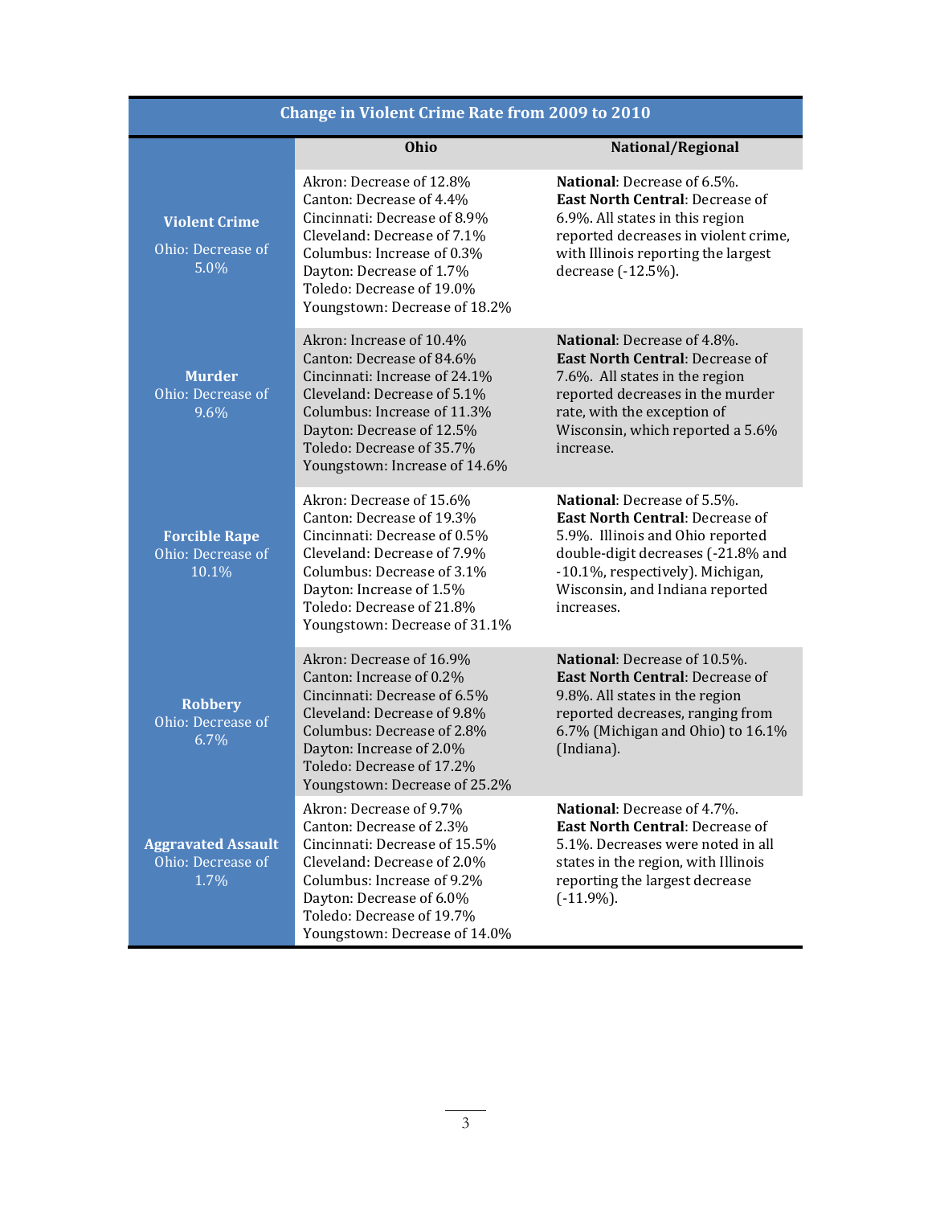| Change in Violent Crime Rate from 2009 to 2010 | | |
|---|---|---|
| | **Ohio** | **National/Regional** |
| **Violent Crime** Ohio: Decrease of 5.0% | Akron: Decrease of 12.8%<br>Canton: Decrease of 4.4%<br>Cincinnati: Decrease of 8.9%<br>Cleveland: Decrease of 7.1%<br>Columbus: Increase of 0.3%<br>Dayton: Decrease of 1.7%<br>Toledo: Decrease of 19.0%<br>Youngstown: Decrease of 18.2% | **National**: Decrease of 6.5%. **East North Central**: Decrease of 6.9%. All states in this region reported decreases in violent crime, with Illinois reporting the largest decrease (-12.5%). |
| **Murder** Ohio: Decrease of 9.6% | Akron: Increase of 10.4%<br>Canton: Decrease of 84.6%<br>Cincinnati: Increase of 24.1%<br>Cleveland: Decrease of 5.1%<br>Columbus: Increase of 11.3%<br>Dayton: Decrease of 12.5%<br>Toledo: Decrease of 35.7%<br>Youngstown: Increase of 14.6% | **National**: Decrease of 4.8%. **East North Central**: Decrease of 7.6%. All states in the region reported decreases in the murder rate, with the exception of Wisconsin, which reported a 5.6% increase. |
| **Forcible Rape** Ohio: Decrease of 10.1% | Akron: Decrease of 15.6%<br>Canton: Decrease of 19.3%<br>Cincinnati: Decrease of 0.5%<br>Cleveland: Decrease of 7.9%<br>Columbus: Decrease of 3.1%<br>Dayton: Increase of 1.5%<br>Toledo: Decrease of 21.8%<br>Youngstown: Decrease of 31.1% | **National**: Decrease of 5.5%. **East North Central**: Decrease of 5.9%. Illinois and Ohio reported double-digit decreases (-21.8% and -10.1%, respectively). Michigan, Wisconsin, and Indiana reported increases. |
| **Robbery** Ohio: Decrease of 6.7% | Akron: Decrease of 16.9%<br>Canton: Increase of 0.2%<br>Cincinnati: Decrease of 6.5%<br>Cleveland: Decrease of 9.8%<br>Columbus: Decrease of 2.8%<br>Dayton: Increase of 2.0%<br>Toledo: Decrease of 17.2%<br>Youngstown: Decrease of 25.2% | **National**: Decrease of 10.5%. **East North Central**: Decrease of 9.8%. All states in the region reported decreases, ranging from 6.7% (Michigan and Ohio) to 16.1% (Indiana). |
| **Aggravated Assault** Ohio: Decrease of 1.7% | Akron: Decrease of 9.7%<br>Canton: Decrease of 2.3%<br>Cincinnati: Decrease of 15.5%<br>Cleveland: Decrease of 2.0%<br>Columbus: Increase of 9.2%<br>Dayton: Decrease of 6.0%<br>Toledo: Decrease of 19.7%<br>Youngstown: Decrease of 14.0% | **National**: Decrease of 4.7%. **East North Central**: Decrease of 5.1%. Decreases were noted in all states in the region, with Illinois reporting the largest decrease (-11.9%). |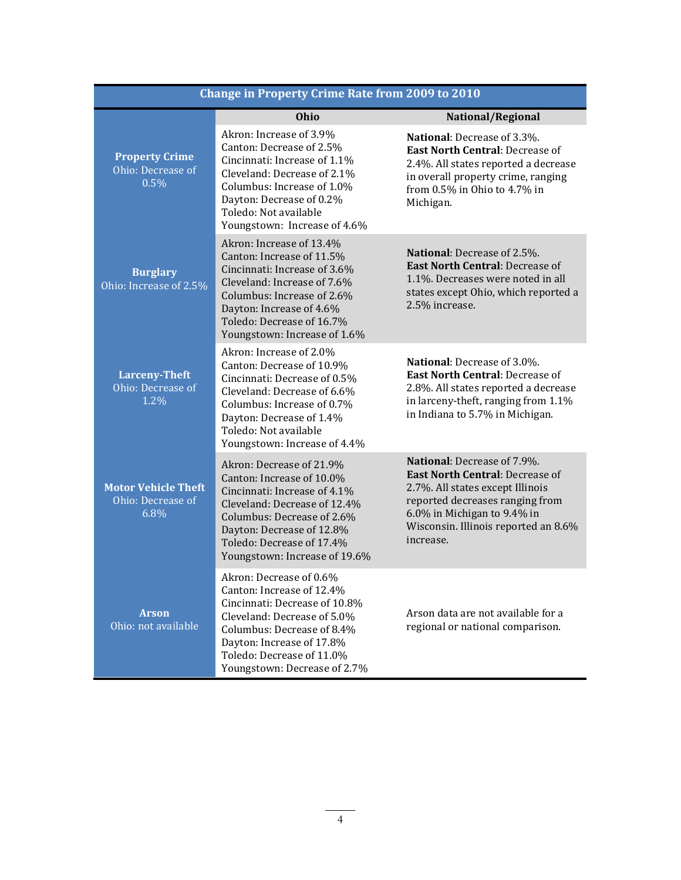| Change in Property Crime Rate from 2009 to 2010 | | |
|---|---|---|
| | **Ohio** | **National/Regional** |
| **Property Crime** Ohio: Decrease of 0.5% | Akron: Increase of 3.9%<br>Canton: Decrease of 2.5%<br>Cincinnati: Increase of 1.1%<br>Cleveland: Decrease of 2.1%<br>Columbus: Increase of 1.0%<br>Dayton: Decrease of 0.2%<br>Toledo: Not available<br>Youngstown: Increase of 4.6% | **National**: Decrease of 3.3%.<br>**East North Central**: Decrease of 2.4%. All states reported a decrease in overall property crime, ranging from 0.5% in Ohio to 4.7% in Michigan. |
| **Burglary** Ohio: Increase of 2.5% | Akron: Increase of 13.4%<br>Canton: Increase of 11.5%<br>Cincinnati: Increase of 3.6%<br>Cleveland: Increase of 7.6%<br>Columbus: Increase of 2.6%<br>Dayton: Increase of 4.6%<br>Toledo: Decrease of 16.7%<br>Youngstown: Increase of 1.6% | **National**: Decrease of 2.5%.<br>**East North Central**: Decrease of 1.1%. Decreases were noted in all states except Ohio, which reported a 2.5% increase. |
| **Larceny-Theft** Ohio: Decrease of 1.2% | Akron: Increase of 2.0%<br>Canton: Decrease of 10.9%<br>Cincinnati: Decrease of 0.5%<br>Cleveland: Decrease of 6.6%<br>Columbus: Increase of 0.7%<br>Dayton: Decrease of 1.4%<br>Toledo: Not available<br>Youngstown: Increase of 4.4% | **National**: Decrease of 3.0%.<br>**East North Central**: Decrease of 2.8%. All states reported a decrease in larceny-theft, ranging from 1.1% in Indiana to 5.7% in Michigan. |
| **Motor Vehicle Theft** Ohio: Decrease of 6.8% | Akron: Decrease of 21.9%<br>Canton: Increase of 10.0%<br>Cincinnati: Increase of 4.1%<br>Cleveland: Decrease of 12.4%<br>Columbus: Decrease of 2.6%<br>Dayton: Decrease of 12.8%<br>Toledo: Decrease of 17.4%<br>Youngstown: Increase of 19.6% | **National**: Decrease of 7.9%.<br>**East North Central**: Decrease of 2.7%. All states except Illinois reported decreases ranging from 6.0% in Michigan to 9.4% in Wisconsin. Illinois reported an 8.6% increase. |
| **Arson** Ohio: not available | Akron: Decrease of 0.6%<br>Canton: Increase of 12.4%<br>Cincinnati: Decrease of 10.8%<br>Cleveland: Decrease of 5.0%<br>Columbus: Decrease of 8.4%<br>Dayton: Increase of 17.8%<br>Toledo: Decrease of 11.0%<br>Youngstown: Decrease of 2.7% | Arson data are not available for a regional or national comparison. |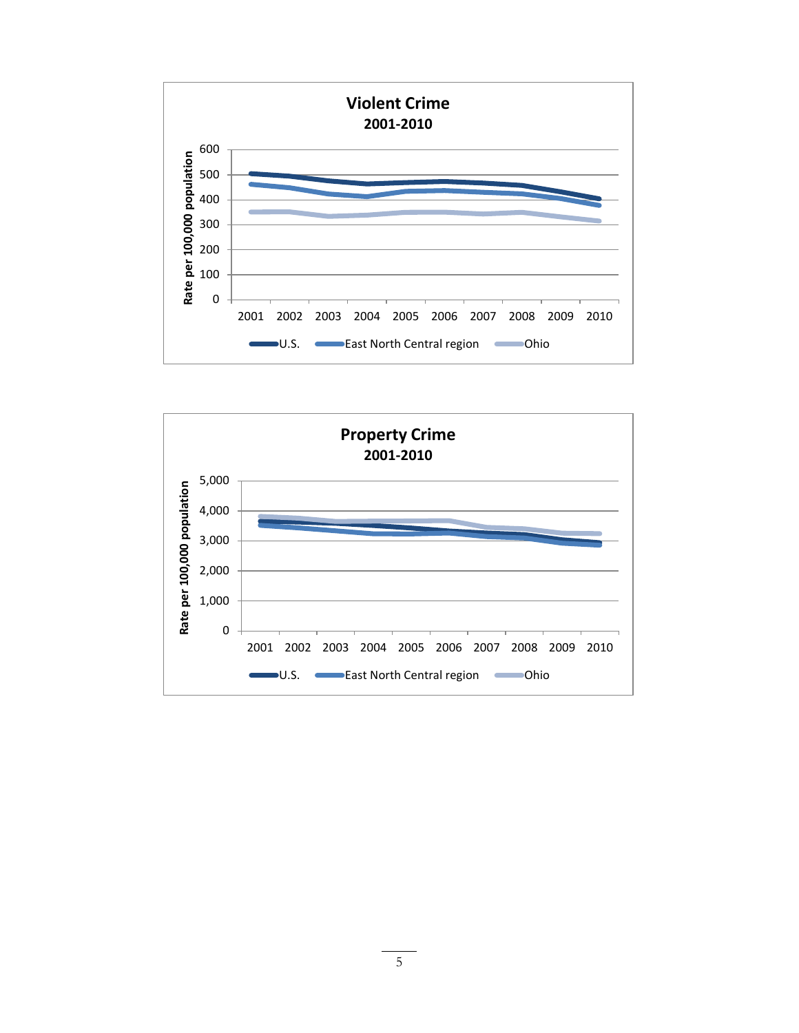**Violent Crime**
**2001-2010**

Rate per 100,000 population

600
500
400
300
200
100
0

2001 2002 2003 2004 2005 2006 2007 2008 2009 2010

U.S. East North Central region Ohio

**Property Crime**
**2001-2010**

Rate per 100,000 population

5,000
4,000
3,000
2,000
1,000
0

2001 2002 2003 2004 2005 2006 2007 2008 2009 2010

U.S. East North Central region Ohio